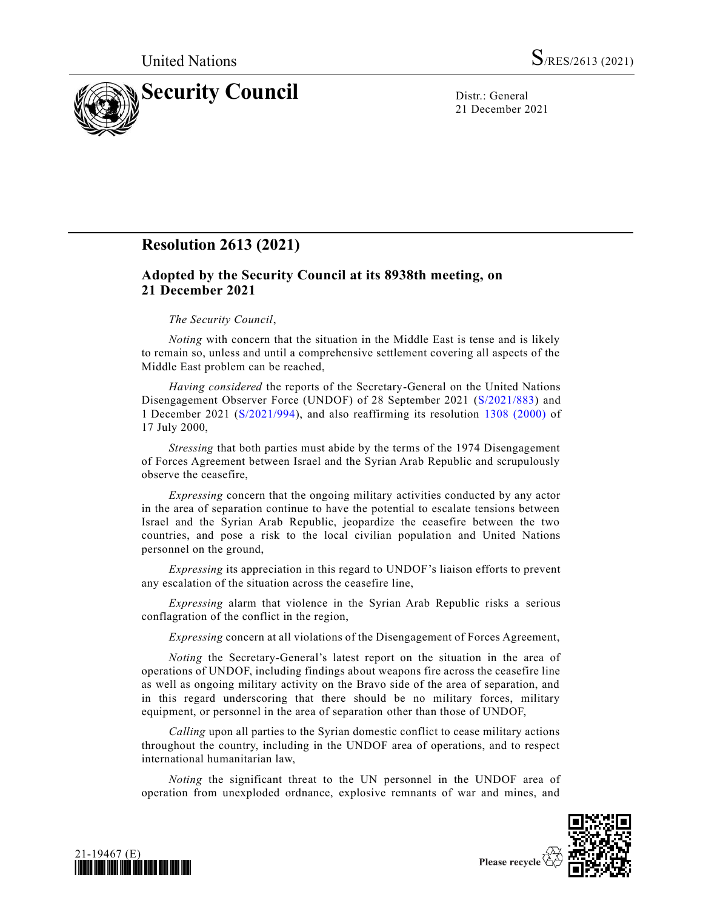United Nations S/RES/2613 (2021)

# Security Council

Distr.: General
21 December 2021

## Resolution 2613 (2021)

### Adopted by the Security Council at its 8938th meeting, on 21 December 2021

*The Security Council*,

*Noting* with concern that the situation in the Middle East is tense and is likely to remain so, unless and until a comprehensive settlement covering all aspects of the Middle East problem can be reached,

*Having considered* the reports of the Secretary-General on the United Nations Disengagement Observer Force (UNDOF) of 28 September 2021 (S/2021/883) and 1 December 2021 (S/2021/994), and also reaffirming its resolution 1308 (2000) of 17 July 2000,

*Stressing* that both parties must abide by the terms of the 1974 Disengagement of Forces Agreement between Israel and the Syrian Arab Republic and scrupulously observe the ceasefire,

*Expressing* concern that the ongoing military activities conducted by any actor in the area of separation continue to have the potential to escalate tensions between Israel and the Syrian Arab Republic, jeopardize the ceasefire between the two countries, and pose a risk to the local civilian population and United Nations personnel on the ground,

*Expressing* its appreciation in this regard to UNDOF's liaison efforts to prevent any escalation of the situation across the ceasefire line,

*Expressing* alarm that violence in the Syrian Arab Republic risks a serious conflagration of the conflict in the region,

*Expressing* concern at all violations of the Disengagement of Forces Agreement,

*Noting* the Secretary-General's latest report on the situation in the area of operations of UNDOF, including findings about weapons fire across the ceasefire line as well as ongoing military activity on the Bravo side of the area of separation, and in this regard underscoring that there should be no military forces, military equipment, or personnel in the area of separation other than those of UNDOF,

*Calling* upon all parties to the Syrian domestic conflict to cease military actions throughout the country, including in the UNDOF area of operations, and to respect international humanitarian law,

*Noting* the significant threat to the UN personnel in the UNDOF area of operation from unexploded ordnance, explosive remnants of war and mines, and

21-19467 (E)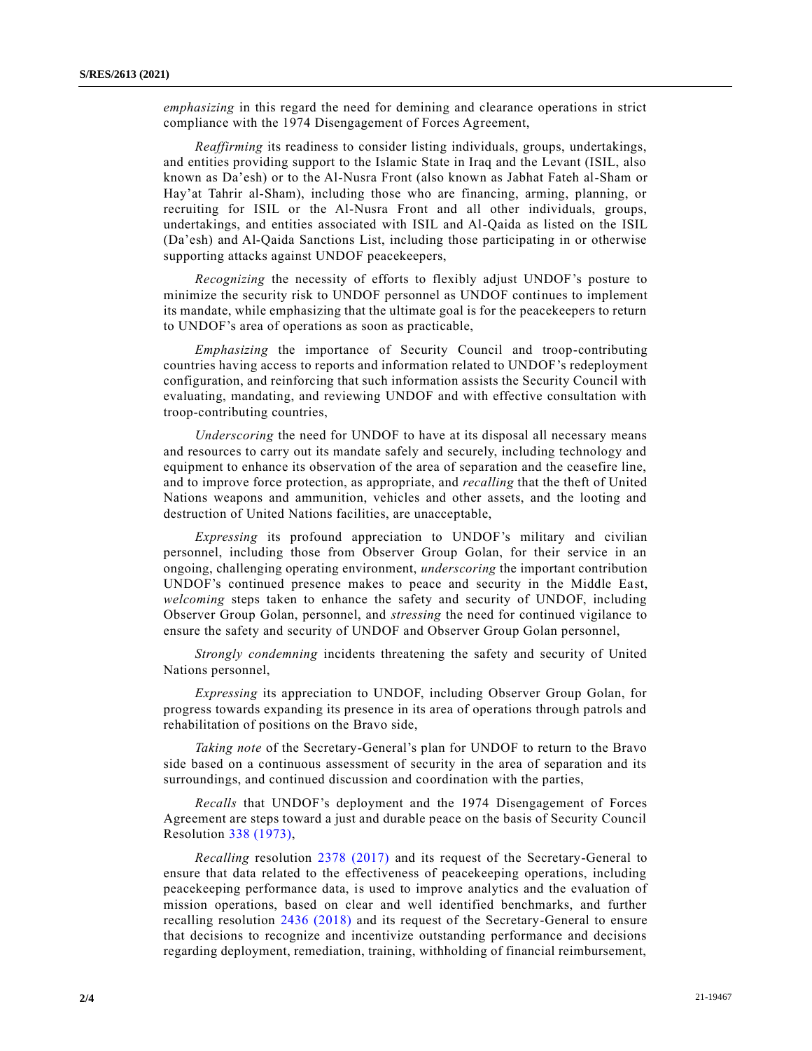*emphasizing* in this regard the need for demining and clearance operations in strict compliance with the 1974 Disengagement of Forces Agreement,

*Reaffirming* its readiness to consider listing individuals, groups, undertakings, and entities providing support to the Islamic State in Iraq and the Levant (ISIL, also known as Da'esh) or to the Al-Nusra Front (also known as Jabhat Fateh al-Sham or Hay'at Tahrir al-Sham), including those who are financing, arming, planning, or recruiting for ISIL or the Al-Nusra Front and all other individuals, groups, undertakings, and entities associated with ISIL and Al-Qaida as listed on the ISIL (Da'esh) and Al-Qaida Sanctions List, including those participating in or otherwise supporting attacks against UNDOF peacekeepers,

*Recognizing* the necessity of efforts to flexibly adjust UNDOF's posture to minimize the security risk to UNDOF personnel as UNDOF continues to implement its mandate, while emphasizing that the ultimate goal is for the peacekeepers to return to UNDOF's area of operations as soon as practicable,

*Emphasizing* the importance of Security Council and troop-contributing countries having access to reports and information related to UNDOF's redeployment configuration, and reinforcing that such information assists the Security Council with evaluating, mandating, and reviewing UNDOF and with effective consultation with troop-contributing countries,

*Underscoring* the need for UNDOF to have at its disposal all necessary means and resources to carry out its mandate safely and securely, including technology and equipment to enhance its observation of the area of separation and the ceasefire line, and to improve force protection, as appropriate, and *recalling* that the theft of United Nations weapons and ammunition, vehicles and other assets, and the looting and destruction of United Nations facilities, are unacceptable,

*Expressing* its profound appreciation to UNDOF's military and civilian personnel, including those from Observer Group Golan, for their service in an ongoing, challenging operating environment, *underscoring* the important contribution UNDOF's continued presence makes to peace and security in the Middle East, *welcoming* steps taken to enhance the safety and security of UNDOF, including Observer Group Golan, personnel, and *stressing* the need for continued vigilance to ensure the safety and security of UNDOF and Observer Group Golan personnel,

*Strongly condemning* incidents threatening the safety and security of United Nations personnel,

*Expressing* its appreciation to UNDOF, including Observer Group Golan, for progress towards expanding its presence in its area of operations through patrols and rehabilitation of positions on the Bravo side,

*Taking note* of the Secretary-General's plan for UNDOF to return to the Bravo side based on a continuous assessment of security in the area of separation and its surroundings, and continued discussion and coordination with the parties,

*Recalls* that UNDOF's deployment and the 1974 Disengagement of Forces Agreement are steps toward a just and durable peace on the basis of Security Council Resolution 338 (1973),

*Recalling* resolution 2378 (2017) and its request of the Secretary-General to ensure that data related to the effectiveness of peacekeeping operations, including peacekeeping performance data, is used to improve analytics and the evaluation of mission operations, based on clear and well identified benchmarks, and further recalling resolution 2436 (2018) and its request of the Secretary-General to ensure that decisions to recognize and incentivize outstanding performance and decisions regarding deployment, remediation, training, withholding of financial reimbursement,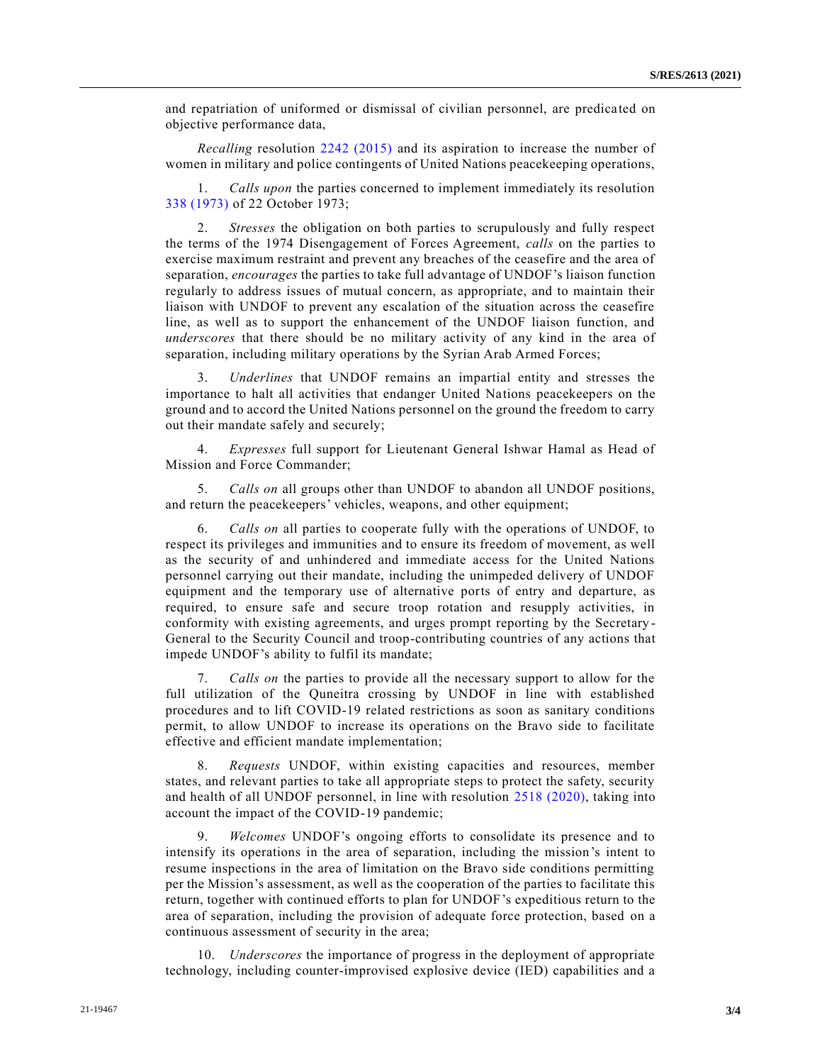and repatriation of uniformed or dismissal of civilian personnel, are predicated on objective performance data,

*Recalling* resolution 2242 (2015) and its aspiration to increase the number of women in military and police contingents of United Nations peacekeeping operations,

1. *Calls upon* the parties concerned to implement immediately its resolution 338 (1973) of 22 October 1973;

2. *Stresses* the obligation on both parties to scrupulously and fully respect the terms of the 1974 Disengagement of Forces Agreement, *calls* on the parties to exercise maximum restraint and prevent any breaches of the ceasefire and the area of separation, *encourages* the parties to take full advantage of UNDOF's liaison function regularly to address issues of mutual concern, as appropriate, and to maintain their liaison with UNDOF to prevent any escalation of the situation across the ceasefire line, as well as to support the enhancement of the UNDOF liaison function, and *underscores* that there should be no military activity of any kind in the area of separation, including military operations by the Syrian Arab Armed Forces;

3. *Underlines* that UNDOF remains an impartial entity and stresses the importance to halt all activities that endanger United Nations peacekeepers on the ground and to accord the United Nations personnel on the ground the freedom to carry out their mandate safely and securely;

4. *Expresses* full support for Lieutenant General Ishwar Hamal as Head of Mission and Force Commander;

5. *Calls on* all groups other than UNDOF to abandon all UNDOF positions, and return the peacekeepers' vehicles, weapons, and other equipment;

6. *Calls on* all parties to cooperate fully with the operations of UNDOF, to respect its privileges and immunities and to ensure its freedom of movement, as well as the security of and unhindered and immediate access for the United Nations personnel carrying out their mandate, including the unimpeded delivery of UNDOF equipment and the temporary use of alternative ports of entry and departure, as required, to ensure safe and secure troop rotation and resupply activities, in conformity with existing agreements, and urges prompt reporting by the Secretary-General to the Security Council and troop-contributing countries of any actions that impede UNDOF's ability to fulfil its mandate;

7. *Calls on* the parties to provide all the necessary support to allow for the full utilization of the Quneitra crossing by UNDOF in line with established procedures and to lift COVID-19 related restrictions as soon as sanitary conditions permit, to allow UNDOF to increase its operations on the Bravo side to facilitate effective and efficient mandate implementation;

8. *Requests* UNDOF, within existing capacities and resources, member states, and relevant parties to take all appropriate steps to protect the safety, security and health of all UNDOF personnel, in line with resolution 2518 (2020), taking into account the impact of the COVID-19 pandemic;

9. *Welcomes* UNDOF's ongoing efforts to consolidate its presence and to intensify its operations in the area of separation, including the mission's intent to resume inspections in the area of limitation on the Bravo side conditions permitting per the Mission's assessment, as well as the cooperation of the parties to facilitate this return, together with continued efforts to plan for UNDOF's expeditious return to the area of separation, including the provision of adequate force protection, based on a continuous assessment of security in the area;

10. *Underscores* the importance of progress in the deployment of appropriate technology, including counter-improvised explosive device (IED) capabilities and a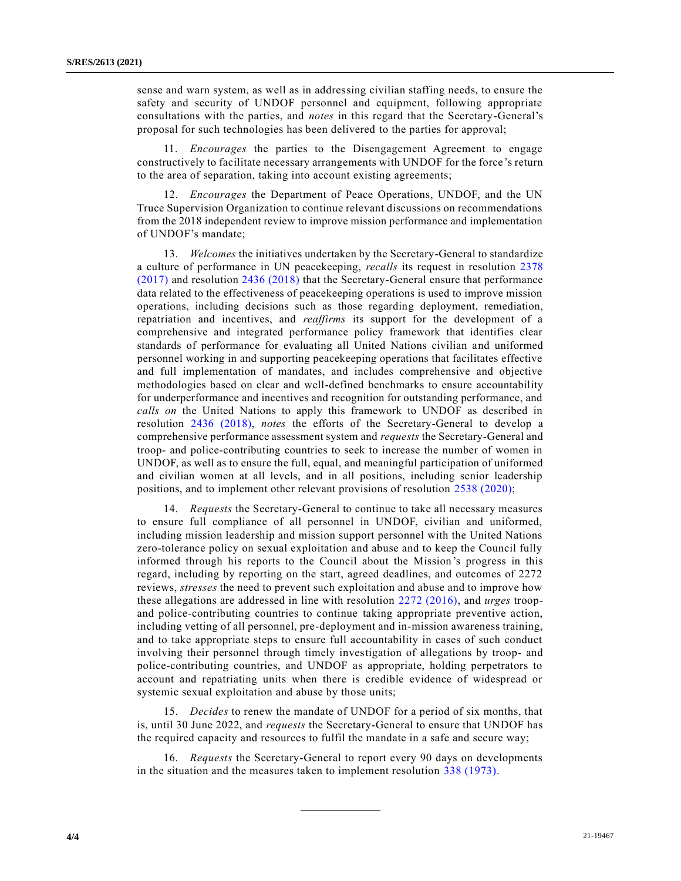sense and warn system, as well as in addressing civilian staffing needs, to ensure the safety and security of UNDOF personnel and equipment, following appropriate consultations with the parties, and *notes* in this regard that the Secretary-General's proposal for such technologies has been delivered to the parties for approval;

11. *Encourages* the parties to the Disengagement Agreement to engage constructively to facilitate necessary arrangements with UNDOF for the force's return to the area of separation, taking into account existing agreements;

12. *Encourages* the Department of Peace Operations, UNDOF, and the UN Truce Supervision Organization to continue relevant discussions on recommendations from the 2018 independent review to improve mission performance and implementation of UNDOF's mandate;

13. *Welcomes* the initiatives undertaken by the Secretary-General to standardize a culture of performance in UN peacekeeping, *recalls* its request in resolution 2378 (2017) and resolution 2436 (2018) that the Secretary-General ensure that performance data related to the effectiveness of peacekeeping operations is used to improve mission operations, including decisions such as those regarding deployment, remediation, repatriation and incentives, and *reaffirms* its support for the development of a comprehensive and integrated performance policy framework that identifies clear standards of performance for evaluating all United Nations civilian and uniformed personnel working in and supporting peacekeeping operations that facilitates effective and full implementation of mandates, and includes comprehensive and objective methodologies based on clear and well-defined benchmarks to ensure accountability for underperformance and incentives and recognition for outstanding performance, and *calls on* the United Nations to apply this framework to UNDOF as described in resolution 2436 (2018), *notes* the efforts of the Secretary-General to develop a comprehensive performance assessment system and *requests* the Secretary-General and troop- and police-contributing countries to seek to increase the number of women in UNDOF, as well as to ensure the full, equal, and meaningful participation of uniformed and civilian women at all levels, and in all positions, including senior leadership positions, and to implement other relevant provisions of resolution 2538 (2020);

14. *Requests* the Secretary-General to continue to take all necessary measures to ensure full compliance of all personnel in UNDOF, civilian and uniformed, including mission leadership and mission support personnel with the United Nations zero-tolerance policy on sexual exploitation and abuse and to keep the Council fully informed through his reports to the Council about the Mission's progress in this regard, including by reporting on the start, agreed deadlines, and outcomes of 2272 reviews, *stresses* the need to prevent such exploitation and abuse and to improve how these allegations are addressed in line with resolution 2272 (2016), and *urges* troop- and police-contributing countries to continue taking appropriate preventive action, including vetting of all personnel, pre-deployment and in-mission awareness training, and to take appropriate steps to ensure full accountability in cases of such conduct involving their personnel through timely investigation of allegations by troop- and police-contributing countries, and UNDOF as appropriate, holding perpetrators to account and repatriating units when there is credible evidence of widespread or systemic sexual exploitation and abuse by those units;

15. *Decides* to renew the mandate of UNDOF for a period of six months, that is, until 30 June 2022, and *requests* the Secretary-General to ensure that UNDOF has the required capacity and resources to fulfil the mandate in a safe and secure way;

16. *Requests* the Secretary-General to report every 90 days on developments in the situation and the measures taken to implement resolution 338 (1973).